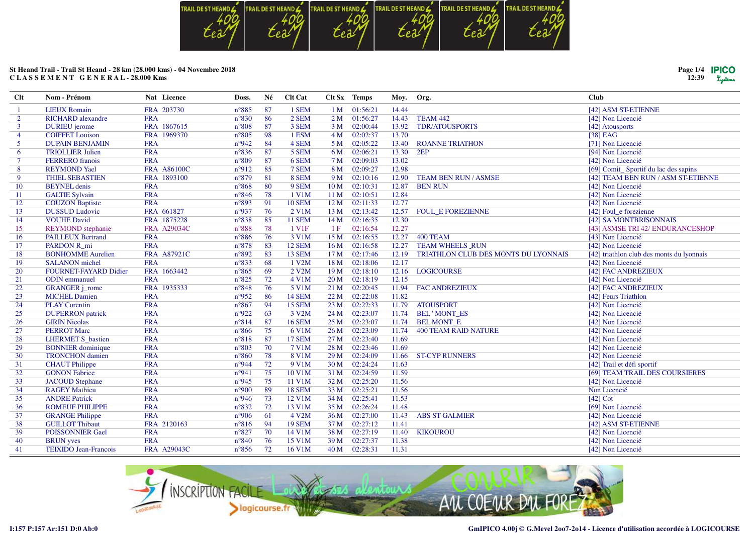St Heand Trail - Trail St Heand - 28 km (28.000 kms) - 04 Novembre 2018

CLASSEMENT GENERAL - 28.000 Kms

| Clt | Nom - Prénom | Nat | Licence | Doss. | Né | Clt Cat | Clt Sx | Temps | Moy. | Org. | Club |
|---|---|---|---|---|---|---|---|---|---|---|---|
| 1 | LIEUX Romain | FRA | 203730 | n°885 | 87 | 1 SEM | 1 M | 01:56:21 | 14.44 | | [42] ASM ST-ETIENNE |
| 2 | RICHARD alexandre | FRA | | n°830 | 86 | 2 SEM | 2 M | 01:56:27 | 14.43 | TEAM 442 | [42] Non Licencié |
| 3 | DURIEU jerome | FRA | 1867615 | n°808 | 87 | 3 SEM | 3 M | 02:00:44 | 13.92 | TDR/ATOUSPORTS | [42] Atousports |
| 4 | COIFFET Louison | FRA | 1969370 | n°805 | 98 | 1 ESM | 4 M | 02:02:37 | 13.70 | | [38] EAG |
| 5 | DUPAIN BENJAMIN | FRA | | n°942 | 84 | 4 SEM | 5 M | 02:05:22 | 13.40 | ROANNE TRIATHON | [71] Non Licencié |
| 6 | TRIOLLIER Julien | FRA | | n°836 | 87 | 5 SEM | 6 M | 02:06:21 | 13.30 | 2EP | [94] Non Licencié |
| 7 | FERRERO franois | FRA | | n°809 | 87 | 6 SEM | 7 M | 02:09:03 | 13.02 | | [42] Non Licencié |
| 8 | REYMOND Yael | FRA | A86100C | n°912 | 85 | 7 SEM | 8 M | 02:09:27 | 12.98 | | [69] Comit_ Sportif du lac des sapins |
| 9 | THIEL SEBASTIEN | FRA | 1893100 | n°879 | 81 | 8 SEM | 9 M | 02:10:16 | 12.90 | TEAM BEN RUN / ASMSE | [42] TEAM BEN RUN / ASM ST-ETIENNE |
| 10 | BEYNEL denis | FRA | | n°868 | 80 | 9 SEM | 10 M | 02:10:31 | 12.87 | BEN RUN | [42] Non Licencié |
| 11 | GALTIE Sylvain | FRA | | n°846 | 78 | 1 V1M | 11 M | 02:10:51 | 12.84 | | [42] Non Licencié |
| 12 | COUZON Baptiste | FRA | | n°893 | 91 | 10 SEM | 12 M | 02:11:33 | 12.77 | | [42] Non Licencié |
| 13 | DUSSUD Ludovic | FRA | 661827 | n°937 | 76 | 2 V1M | 13 M | 02:13:42 | 12.57 | FOUL_E FOREZIENNE | [42] Foul_e forezienne |
| 14 | VOUHE David | FRA | 1875228 | n°838 | 85 | 11 SEM | 14 M | 02:16:35 | 12.30 | | [42] SA MONTBRISONNAIS |
| 15 | REYMOND stephanie | FRA | A29034C | n°888 | 78 | 1 V1F | 1 F | 02:16:54 | 12.27 | | [43] ASMSE TRI 42/ ENDURANCESHOP |
| 16 | PAILLEUX Bertrand | FRA | | n°886 | 76 | 3 V1M | 15 M | 02:16:55 | 12.27 | 400 TEAM | [43] Non Licencié |
| 17 | PARDON R_mi | FRA | | n°878 | 83 | 12 SEM | 16 M | 02:16:58 | 12.27 | TEAM WHEELS _RUN | [42] Non Licencié |
| 18 | BONHOMME Aurelien | FRA | A87921C | n°892 | 83 | 13 SEM | 17 M | 02:17:46 | 12.19 | TRIATHLON CLUB DES MONTS DU LYONNAIS | [42] triathlon club des monts du lyonnais |
| 19 | SALANON michel | FRA | | n°833 | 68 | 1 V2M | 18 M | 02:18:06 | 12.17 | | [42] Non Licencié |
| 20 | FOURNET-FAYARD Didier | FRA | 1663442 | n°865 | 69 | 2 V2M | 19 M | 02:18:10 | 12.16 | LOGICOURSE | [42] FAC ANDREZIEUX |
| 21 | ODIN emmanuel | FRA | | n°825 | 72 | 4 V1M | 20 M | 02:18:19 | 12.15 | | [42] Non Licencié |
| 22 | GRANGER j_rome | FRA | 1935333 | n°848 | 76 | 5 V1M | 21 M | 02:20:45 | 11.94 | FAC ANDREZIEUX | [42] FAC ANDREZIEUX |
| 23 | MICHEL Damien | FRA | | n°952 | 86 | 14 SEM | 22 M | 02:22:08 | 11.82 | | [42] Feurs Triathlon |
| 24 | PLAY Corentin | FRA | | n°867 | 94 | 15 SEM | 23 M | 02:22:33 | 11.79 | ATOUSPORT | [42] Non Licencié |
| 25 | DUPERRON patrick | FRA | | n°922 | 63 | 3 V2M | 24 M | 02:23:07 | 11.74 | BEL ' MONT_ES | [42] Non Licencié |
| 26 | GIRIN Nicolas | FRA | | n°814 | 87 | 16 SEM | 25 M | 02:23:07 | 11.74 | BEL MONT_E | [42] Non Licencié |
| 27 | PERROT Marc | FRA | | n°866 | 75 | 6 V1M | 26 M | 02:23:09 | 11.74 | 400 TEAM RAID NATURE | [42] Non Licencié |
| 28 | LHERMET S_bastien | FRA | | n°818 | 87 | 17 SEM | 27 M | 02:23:40 | 11.69 | | [42] Non Licencié |
| 29 | BONNIER dominique | FRA | | n°803 | 70 | 7 V1M | 28 M | 02:23:46 | 11.69 | | [42] Non Licencié |
| 30 | TRONCHON damien | FRA | | n°860 | 78 | 8 V1M | 29 M | 02:24:09 | 11.66 | ST-CYP RUNNERS | [42] Non Licencié |
| 31 | CHAUT Philippe | FRA | | n°944 | 72 | 9 V1M | 30 M | 02:24:24 | 11.63 | | [42] Trail et défi sportif |
| 32 | GONON Fabrice | FRA | | n°941 | 75 | 10 V1M | 31 M | 02:24:59 | 11.59 | | [69] TEAM TRAIL DES COURSIERES |
| 33 | JACOUD Stephane | FRA | | n°945 | 75 | 11 V1M | 32 M | 02:25:20 | 11.56 | | [42] Non Licencié |
| 34 | RAGEY Mathieu | FRA | | n°900 | 89 | 18 SEM | 33 M | 02:25:21 | 11.56 | | Non Licencié |
| 35 | ANDRE Patrick | FRA | | n°946 | 73 | 12 V1M | 34 M | 02:25:41 | 11.53 | | [42] Cot |
| 36 | ROMEUF PHILIPPE | FRA | | n°832 | 72 | 13 V1M | 35 M | 02:26:24 | 11.48 | | [69] Non Licencié |
| 37 | GRANGE Philippe | FRA | | n°906 | 61 | 4 V2M | 36 M | 02:27:00 | 11.43 | ABS ST GALMIER | [42] Non Licencié |
| 38 | GUILLOT Thibaut | FRA | 2120163 | n°816 | 94 | 19 SEM | 37 M | 02:27:12 | 11.41 | | [42] ASM ST-ETIENNE |
| 39 | POISSONNIER Gael | FRA | | n°827 | 70 | 14 V1M | 38 M | 02:27:19 | 11.40 | KIKOUROU | [42] Non Licencié |
| 40 | BRUN yves | FRA | | n°840 | 76 | 15 V1M | 39 M | 02:27:37 | 11.38 | | [42] Non Licencié |
| 41 | TEIXIDO Jean-Francois | FRA | A29043C | n°856 | 72 | 16 V1M | 40 M | 02:28:31 | 11.31 | | [42] Non Licencié |

I:157 P:157 Ar:151 D:0 Ab:0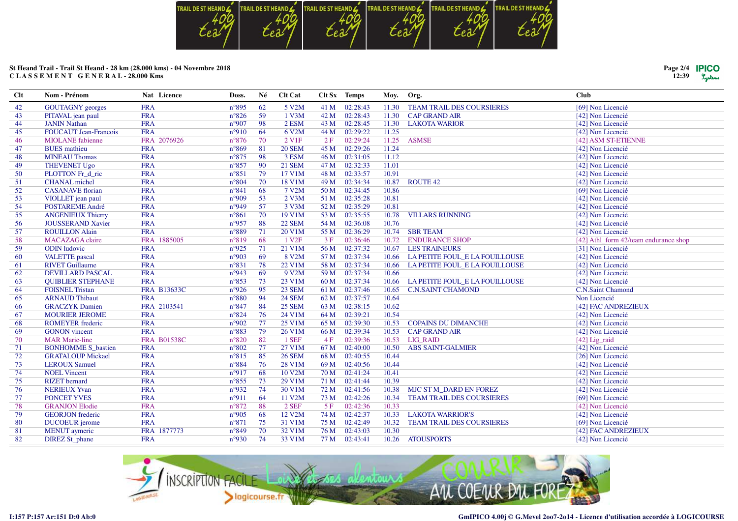St Heand Trail - Trail St Heand - 28 km (28.000 kms) - 04 Novembre 2018
C L A S S E M E N T   G E N E R A L - 28.000 Kms

| Clt | Nom - Prénom | Nat | Licence | Doss. | Né | Clt Cat | Clt Sx | Temps | Moy. | Org. | Club |
|---|---|---|---|---|---|---|---|---|---|---|---|
| 42 | GOUTAGNY georges | FRA | | n°895 | 62 | 5 V2M | 41 M | 02:28:43 | 11.30 | TEAM TRAIL DES COURSIERES | [69] Non Licencié |
| 43 | PITAVAL jean paul | FRA | | n°826 | 59 | 1 V3M | 42 M | 02:28:43 | 11.30 | CAP GRAND AIR | [42] Non Licencié |
| 44 | JANIN Nathan | FRA | | n°907 | 98 | 2 ESM | 43 M | 02:28:45 | 11.30 | LAKOTA WARIOR | [42] Non Licencié |
| 45 | FOUCAUT Jean-Francois | FRA | | n°910 | 64 | 6 V2M | 44 M | 02:29:22 | 11.25 | | [42] Non Licencié |
| 46 | MIOLANE fabienne | FRA | 2076926 | n°876 | 70 | 2 V1F | 2 F | 02:29:24 | 11.25 | ASMSE | [42] ASM ST-ETIENNE |
| 47 | BUES mathieu | FRA | | n°869 | 81 | 20 SEM | 45 M | 02:29:26 | 11.24 | | [42] Non Licencié |
| 48 | MINEAU Thomas | FRA | | n°875 | 98 | 3 ESM | 46 M | 02:31:05 | 11.12 | | [42] Non Licencié |
| 49 | THEVENET Ugo | FRA | | n°857 | 90 | 21 SEM | 47 M | 02:32:33 | 11.01 | | [42] Non Licencié |
| 50 | PLOTTON Fr_d_ric | FRA | | n°851 | 79 | 17 V1M | 48 M | 02:33:57 | 10.91 | | [42] Non Licencié |
| 51 | CHANAL michel | FRA | | n°804 | 70 | 18 V1M | 49 M | 02:34:34 | 10.87 | ROUTE 42 | [42] Non Licencié |
| 52 | CASANAVE florian | FRA | | n°841 | 68 | 7 V2M | 50 M | 02:34:45 | 10.86 | | [69] Non Licencié |
| 53 | VIOLLET jean paul | FRA | | n°909 | 53 | 2 V3M | 51 M | 02:35:28 | 10.81 | | [42] Non Licencié |
| 54 | POSTAREME André | FRA | | n°949 | 57 | 3 V3M | 52 M | 02:35:29 | 10.81 | | [42] Non Licencié |
| 55 | ANGENIEUX Thierry | FRA | | n°861 | 70 | 19 V1M | 53 M | 02:35:55 | 10.78 | VILLARS RUNNING | [42] Non Licencié |
| 56 | JOUSSERAND Xavier | FRA | | n°957 | 88 | 22 SEM | 54 M | 02:36:08 | 10.76 | | [42] Non Licencié |
| 57 | ROUILLON Alain | FRA | | n°889 | 71 | 20 V1M | 55 M | 02:36:29 | 10.74 | SBR TEAM | [42] Non Licencié |
| 58 | MACAZAGA claire | FRA | 1885005 | n°819 | 68 | 1 V2F | 3 F | 02:36:46 | 10.72 | ENDURANCE SHOP | [42] Athl_form 42/team endurance shop |
| 59 | ODIN ludovic | FRA | | n°925 | 71 | 21 V1M | 56 M | 02:37:32 | 10.67 | LES TRAINEURS | [31] Non Licencié |
| 60 | VALETTE pascal | FRA | | n°903 | 69 | 8 V2M | 57 M | 02:37:34 | 10.66 | LA PETITE FOUL_E LA FOUILLOUSE | [42] Non Licencié |
| 61 | RIVET Guillaume | FRA | | n°831 | 78 | 22 V1M | 58 M | 02:37:34 | 10.66 | LA PETITE FOUL_E LA FOUILLOUSE | [42] Non Licencié |
| 62 | DEVILLARD PASCAL | FRA | | n°943 | 69 | 9 V2M | 59 M | 02:37:34 | 10.66 | | [42] Non Licencié |
| 63 | QUIBLIER STEPHANE | FRA | | n°853 | 73 | 23 V1M | 60 M | 02:37:34 | 10.66 | LA PETITE FOUL_E LA FOUILLOUSE | [42] Non Licencié |
| 64 | FOISNEL Tristan | FRA | B13633C | n°926 | 95 | 23 SEM | 61 M | 02:37:46 | 10.65 | C.N.SAINT CHAMOND | C.N.Saint Chamond |
| 65 | ARNAUD Thibaut | FRA | | n°880 | 94 | 24 SEM | 62 M | 02:37:57 | 10.64 | | Non Licencié |
| 66 | GRACZYK Damien | FRA | 2103541 | n°847 | 84 | 25 SEM | 63 M | 02:38:15 | 10.62 | | [42] FAC ANDREZIEUX |
| 67 | MOURIER JEROME | FRA | | n°824 | 76 | 24 V1M | 64 M | 02:39:21 | 10.54 | | [42] Non Licencié |
| 68 | ROMEYER frederic | FRA | | n°902 | 77 | 25 V1M | 65 M | 02:39:30 | 10.53 | COPAINS DU DIMANCHE | [42] Non Licencié |
| 69 | GONON vincent | FRA | | n°883 | 79 | 26 V1M | 66 M | 02:39:34 | 10.53 | CAP GRAND AIR | [42] Non Licencié |
| 70 | MAR Marie-line | FRA | B01538C | n°820 | 82 | 1 SEF | 4 F | 02:39:36 | 10.53 | LIG_RAID | [42] Lig_raid |
| 71 | BONHOMME S_bastien | FRA | | n°802 | 77 | 27 V1M | 67 M | 02:40:00 | 10.50 | ABS SAINT-GALMIER | [42] Non Licencié |
| 72 | GRATALOUP Mickael | FRA | | n°815 | 85 | 26 SEM | 68 M | 02:40:55 | 10.44 | | [26] Non Licencié |
| 73 | LEROUX Samuel | FRA | | n°884 | 76 | 28 V1M | 69 M | 02:40:56 | 10.44 | | [42] Non Licencié |
| 74 | NOEL Vincent | FRA | | n°917 | 68 | 10 V2M | 70 M | 02:41:24 | 10.41 | | [42] Non Licencié |
| 75 | RIZET bernard | FRA | | n°855 | 73 | 29 V1M | 71 M | 02:41:44 | 10.39 | | [42] Non Licencié |
| 76 | NERIEUX Yvan | FRA | | n°932 | 74 | 30 V1M | 72 M | 02:41:56 | 10.38 | MJC ST M_DARD EN FOREZ | [42] Non Licencié |
| 77 | PONCET YVES | FRA | | n°911 | 64 | 11 V2M | 73 M | 02:42:26 | 10.34 | TEAM TRAIL DES COURSIERES | [69] Non Licencié |
| 78 | GRANJON Elodie | FRA | | n°872 | 88 | 2 SEF | 5 F | 02:42:36 | 10.33 | | [42] Non Licencié |
| 79 | GEORJON frederic | FRA | | n°905 | 68 | 12 V2M | 74 M | 02:42:37 | 10.33 | LAKOTA WARRIOR'S | [42] Non Licencié |
| 80 | DUCOEUR jerome | FRA | | n°871 | 75 | 31 V1M | 75 M | 02:42:49 | 10.32 | TEAM TRAIL DES COURSIERES | [69] Non Licencié |
| 81 | MENUT aymeric | FRA | 1877773 | n°849 | 70 | 32 V1M | 76 M | 02:43:03 | 10.30 | | [42] FAC ANDREZIEUX |
| 82 | DIREZ St_phane | FRA | | n°930 | 74 | 33 V1M | 77 M | 02:43:41 | 10.26 | ATOUSPORTS | [42] Non Licencié |

I:157 P:157 Ar:151 D:0 Ab:0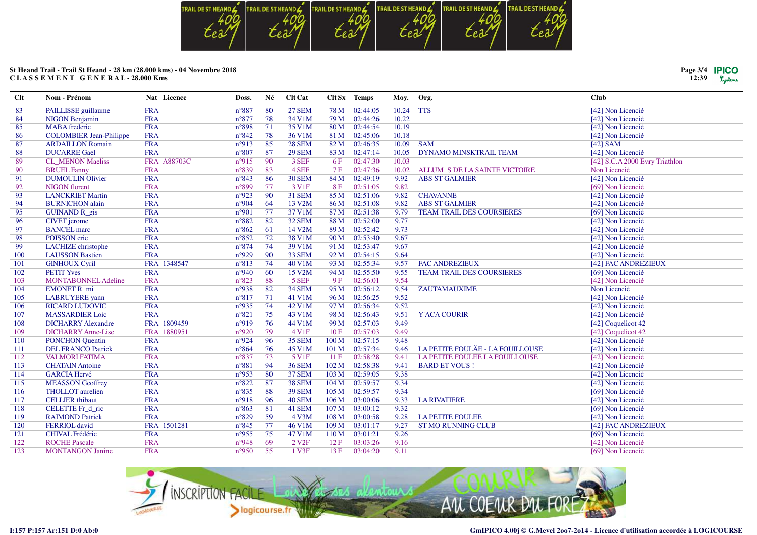St Heand Trail - Trail St Heand - 28 km (28.000 kms) - 04 Novembre 2018
C L A S S E M E N T   G E N E R A L - 28.000 Kms

| Clt | Nom - Prénom | Nat | Licence | Doss. | Né | Clt Cat | Clt Sx | Temps | Moy. | Org. | Club |
|---|---|---|---|---|---|---|---|---|---|---|---|
| 83 | PAILLISSE guillaume | FRA | | n°887 | 80 | 27 SEM | 78 M | 02:44:05 | 10.24 | TTS | [42] Non Licencié |
| 84 | NIGON Benjamin | FRA | | n°877 | 78 | 34 V1M | 79 M | 02:44:26 | 10.22 | | [42] Non Licencié |
| 85 | MABA frederic | FRA | | n°898 | 71 | 35 V1M | 80 M | 02:44:54 | 10.19 | | [42] Non Licencié |
| 86 | COLOMBIER Jean-Philippe | FRA | | n°842 | 78 | 36 V1M | 81 M | 02:45:06 | 10.18 | | [42] Non Licencié |
| 87 | ARDAILLON Romain | FRA | | n°913 | 85 | 28 SEM | 82 M | 02:46:35 | 10.09 | SAM | [42] SAM |
| 88 | DUCARRE Gael | FRA | | n°807 | 87 | 29 SEM | 83 M | 02:47:14 | 10.05 | DYNAMO MINSKTRAIL TEAM | [42] Non Licencié |
| 89 | CL_MENON Maeliss | FRA | A88703C | n°915 | 90 | 3 SEF | 6 F | 02:47:30 | 10.03 | | [42] S.C.A 2000 Evry Triathlon |
| 90 | BRUEL Fanny | FRA | | n°839 | 83 | 4 SEF | 7 F | 02:47:36 | 10.02 | ALLUM_S DE LA SAINTE VICTOIRE | Non Licencié |
| 91 | DUMOULIN Olivier | FRA | | n°843 | 86 | 30 SEM | 84 M | 02:49:19 | 9.92 | ABS ST GALMIER | [42] Non Licencié |
| 92 | NIGON florent | FRA | | n°899 | 77 | 3 V1F | 8 F | 02:51:05 | 9.82 | | [69] Non Licencié |
| 93 | LANCKRIET Martin | FRA | | n°923 | 90 | 31 SEM | 85 M | 02:51:06 | 9.82 | CHAVANNE | [42] Non Licencié |
| 94 | BURNICHON alain | FRA | | n°904 | 64 | 13 V2M | 86 M | 02:51:08 | 9.82 | ABS ST GALMIER | [42] Non Licencié |
| 95 | GUINAND R_gis | FRA | | n°901 | 77 | 37 V1M | 87 M | 02:51:38 | 9.79 | TEAM TRAIL DES COURSIERES | [69] Non Licencié |
| 96 | CIVET jerome | FRA | | n°882 | 82 | 32 SEM | 88 M | 02:52:00 | 9.77 | | [42] Non Licencié |
| 97 | BANCEL marc | FRA | | n°862 | 61 | 14 V2M | 89 M | 02:52:42 | 9.73 | | [42] Non Licencié |
| 98 | POISSON eric | FRA | | n°852 | 72 | 38 V1M | 90 M | 02:53:40 | 9.67 | | [42] Non Licencié |
| 99 | LACHIZE christophe | FRA | | n°874 | 74 | 39 V1M | 91 M | 02:53:47 | 9.67 | | [42] Non Licencié |
| 100 | LAUSSON Bastien | FRA | | n°929 | 90 | 33 SEM | 92 M | 02:54:15 | 9.64 | | [42] Non Licencié |
| 101 | GINHOUX Cyril | FRA | 1348547 | n°813 | 74 | 40 V1M | 93 M | 02:55:34 | 9.57 | FAC ANDREZIEUX | [42] FAC ANDREZIEUX |
| 102 | PETIT Yves | FRA | | n°940 | 60 | 15 V2M | 94 M | 02:55:50 | 9.55 | TEAM TRAIL DES COURSIERES | [69] Non Licencié |
| 103 | MONTABONNEL Adeline | FRA | | n°823 | 88 | 5 SEF | 9 F | 02:56:01 | 9.54 | | [42] Non Licencié |
| 104 | EMONET R_mi | FRA | | n°938 | 82 | 34 SEM | 95 M | 02:56:12 | 9.54 | ZAUTAMAUXIME | Non Licencié |
| 105 | LABRUYERE yann | FRA | | n°817 | 71 | 41 V1M | 96 M | 02:56:25 | 9.52 | | [42] Non Licencié |
| 106 | RICARD LUDOVIC | FRA | | n°935 | 74 | 42 V1M | 97 M | 02:56:34 | 9.52 | | [42] Non Licencié |
| 107 | MASSARDIER Loic | FRA | | n°821 | 75 | 43 V1M | 98 M | 02:56:43 | 9.51 | Y'ACA COURIR | [42] Non Licencié |
| 108 | DICHARRY Alexandre | FRA | 1809459 | n°919 | 76 | 44 V1M | 99 M | 02:57:03 | 9.49 | | [42] Coquelicot 42 |
| 109 | DICHARRY Anne-Lise | FRA | 1880951 | n°920 | 79 | 4 V1F | 10 F | 02:57:03 | 9.49 | | [42] Coquelicot 42 |
| 110 | PONCHON Quentin | FRA | | n°924 | 96 | 35 SEM | 100 M | 02:57:15 | 9.48 | | [42] Non Licencié |
| 111 | DEL FRANCO Patrick | FRA | | n°864 | 76 | 45 V1M | 101 M | 02:57:34 | 9.46 | LA PETITE FOULÃE - LA FOUILLOUSE | [42] Non Licencié |
| 112 | VALMORI FATIMA | FRA | | n°837 | 73 | 5 V1F | 11 F | 02:58:28 | 9.41 | LA PETITE FOULEE LA FOUILLOUSE | [42] Non Licencié |
| 113 | CHATAIN Antoine | FRA | | n°881 | 94 | 36 SEM | 102 M | 02:58:38 | 9.41 | BARD ET VOUS ! | [42] Non Licencié |
| 114 | GARCIA Hervé | FRA | | n°953 | 80 | 37 SEM | 103 M | 02:59:05 | 9.38 | | [42] Non Licencié |
| 115 | MEASSON Geoffrey | FRA | | n°822 | 87 | 38 SEM | 104 M | 02:59:57 | 9.34 | | [42] Non Licencié |
| 116 | THOLLOT aurelien | FRA | | n°835 | 88 | 39 SEM | 105 M | 02:59:57 | 9.34 | | [69] Non Licencié |
| 117 | CELLIER thibaut | FRA | | n°918 | 96 | 40 SEM | 106 M | 03:00:06 | 9.33 | LA RIVATIERE | [42] Non Licencié |
| 118 | CELETTE Fr_d_ric | FRA | | n°863 | 81 | 41 SEM | 107 M | 03:00:12 | 9.32 | | [69] Non Licencié |
| 119 | RAIMOND Patrick | FRA | | n°829 | 59 | 4 V3M | 108 M | 03:00:58 | 9.28 | LA PETITE FOULEE | [42] Non Licencié |
| 120 | FERRIOL david | FRA | 1501281 | n°845 | 77 | 46 V1M | 109 M | 03:01:17 | 9.27 | ST MO RUNNING CLUB | [42] FAC ANDREZIEUX |
| 121 | CHIVAL Frédéric | FRA | | n°955 | 75 | 47 V1M | 110 M | 03:01:21 | 9.26 | | [69] Non Licencié |
| 122 | ROCHE Pascale | FRA | | n°948 | 69 | 2 V2F | 12 F | 03:03:26 | 9.16 | | [42] Non Licencié |
| 123 | MONTANGON Janine | FRA | | n°950 | 55 | 1 V3F | 13 F | 03:04:20 | 9.11 | | [69] Non Licencié |

I:157 P:157 Ar:151 D:0 Ab:0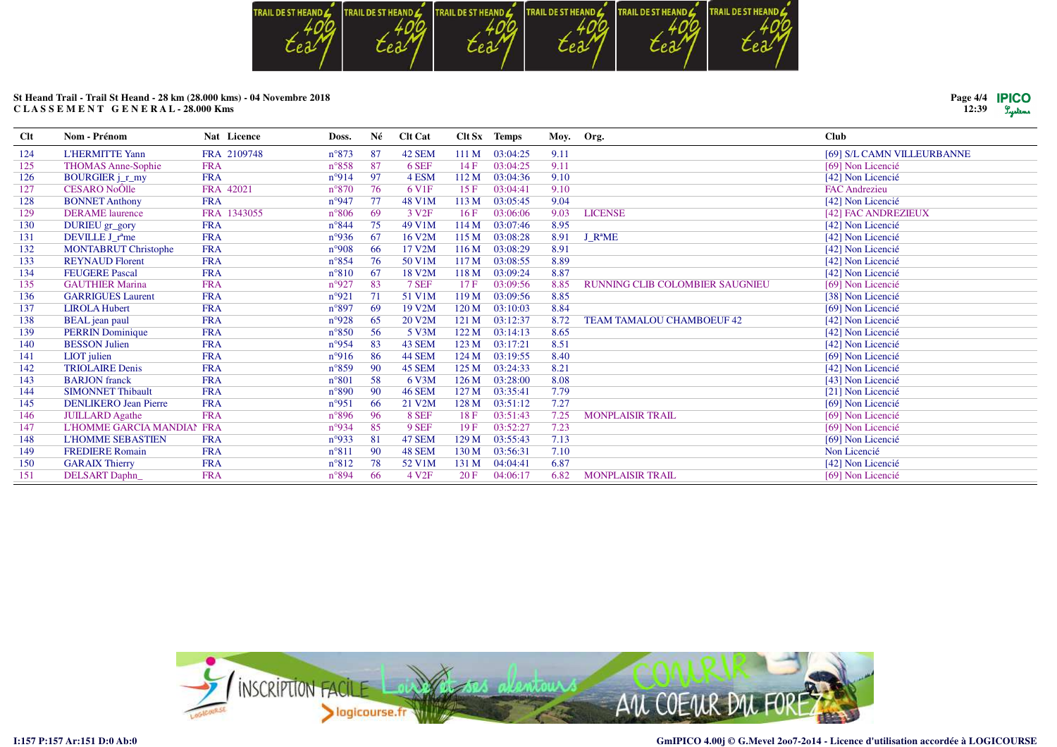**St Heand Trail - Trail St Heand - 28 km (28.000 kms) - 04 Novembre 2018**
**C L A S S E M E N T   G E N E R A L - 28.000 Kms**

| Clt | Nom - Prénom | Nat | Licence | Doss. | Né | Clt Cat | Clt Sx | Temps | Moy. | Org. | Club |
|---|---|---|---|---|---|---|---|---|---|---|---|
| 124 | L'HERMITTE Yann | FRA | 2109748 | n°873 | 87 | 42 SEM | 111 M | 03:04:25 | 9.11 | | [69] S/L CAMN VILLEURBANNE |
| 125 | THOMAS Anne-Sophie | FRA | | n°858 | 87 | 6 SEF | 14 F | 03:04:25 | 9.11 | | [69] Non Licencié |
| 126 | BOURGIER j_r_my | FRA | | n°914 | 97 | 4 ESM | 112 M | 03:04:36 | 9.10 | | [42] Non Licencié |
| 127 | CESARO NoÕlle | FRA | 42021 | n°870 | 76 | 6 V1F | 15 F | 03:04:41 | 9.10 | | FAC Andrezieu |
| 128 | BONNET Anthony | FRA | | n°947 | 77 | 48 V1M | 113 M | 03:05:45 | 9.04 | | [42] Non Licencié |
| 129 | DERAME laurence | FRA | 1343055 | n°806 | 69 | 3 V2F | 16 F | 03:06:06 | 9.03 | LICENSE | [42] FAC ANDREZIEUX |
| 130 | DURIEU gr_gory | FRA | | n°844 | 75 | 49 V1M | 114 M | 03:07:46 | 8.95 | | [42] Non Licencié |
| 131 | DEVILLE J_r°me | FRA | | n°936 | 67 | 16 V2M | 115 M | 03:08:28 | 8.91 | J_R°ME | [42] Non Licencié |
| 132 | MONTABRUT Christophe | FRA | | n°908 | 66 | 17 V2M | 116 M | 03:08:29 | 8.91 | | [42] Non Licencié |
| 133 | REYNAUD Florent | FRA | | n°854 | 76 | 50 V1M | 117 M | 03:08:55 | 8.89 | | [42] Non Licencié |
| 134 | FEUGERE Pascal | FRA | | n°810 | 67 | 18 V2M | 118 M | 03:09:24 | 8.87 | | [42] Non Licencié |
| 135 | GAUTHIER Marina | FRA | | n°927 | 83 | 7 SEF | 17 F | 03:09:56 | 8.85 | RUNNING CLIB COLOMBIER SAUGNIEU | [69] Non Licencié |
| 136 | GARRIGUES Laurent | FRA | | n°921 | 71 | 51 V1M | 119 M | 03:09:56 | 8.85 | | [38] Non Licencié |
| 137 | LIROLA Hubert | FRA | | n°897 | 69 | 19 V2M | 120 M | 03:10:03 | 8.84 | | [69] Non Licencié |
| 138 | BEAL jean paul | FRA | | n°928 | 65 | 20 V2M | 121 M | 03:12:37 | 8.72 | TEAM TAMALOU CHAMBOEUF 42 | [42] Non Licencié |
| 139 | PERRIN Dominique | FRA | | n°850 | 56 | 5 V3M | 122 M | 03:14:13 | 8.65 | | [42] Non Licencié |
| 140 | BESSON Julien | FRA | | n°954 | 83 | 43 SEM | 123 M | 03:17:21 | 8.51 | | [42] Non Licencié |
| 141 | LIOT julien | FRA | | n°916 | 86 | 44 SEM | 124 M | 03:19:55 | 8.40 | | [69] Non Licencié |
| 142 | TRIOLAIRE Denis | FRA | | n°859 | 90 | 45 SEM | 125 M | 03:24:33 | 8.21 | | [42] Non Licencié |
| 143 | BARJON franck | FRA | | n°801 | 58 | 6 V3M | 126 M | 03:28:00 | 8.08 | | [43] Non Licencié |
| 144 | SIMONNET Thibault | FRA | | n°890 | 90 | 46 SEM | 127 M | 03:35:41 | 7.79 | | [21] Non Licencié |
| 145 | DENLIKERO Jean Pierre | FRA | | n°951 | 66 | 21 V2M | 128 M | 03:51:12 | 7.27 | | [69] Non Licencié |
| 146 | JUILLARD Agathe | FRA | | n°896 | 96 | 8 SEF | 18 F | 03:51:43 | 7.25 | MONPLAISIR TRAIL | [69] Non Licencié |
| 147 | L'HOMME GARCIA MANDIAN | FRA | | n°934 | 85 | 9 SEF | 19 F | 03:52:27 | 7.23 | | [69] Non Licencié |
| 148 | L'HOMME SEBASTIEN | FRA | | n°933 | 81 | 47 SEM | 129 M | 03:55:43 | 7.13 | | [69] Non Licencié |
| 149 | FREDIERE Romain | FRA | | n°811 | 90 | 48 SEM | 130 M | 03:56:31 | 7.10 | | Non Licencié |
| 150 | GARAIX Thierry | FRA | | n°812 | 78 | 52 V1M | 131 M | 04:04:41 | 6.87 | | [42] Non Licencié |
| 151 | DELSART Daphn_ | FRA | | n°894 | 66 | 4 V2F | 20 F | 04:06:17 | 6.82 | MONPLAISIR TRAIL | [69] Non Licencié |

I:157 P:157 Ar:151 D:0 Ab:0

GmIPICO 4.00j © G.Mevel 2oo7-2o14 - Licence d'utilisation accordée à LOGICOURSE